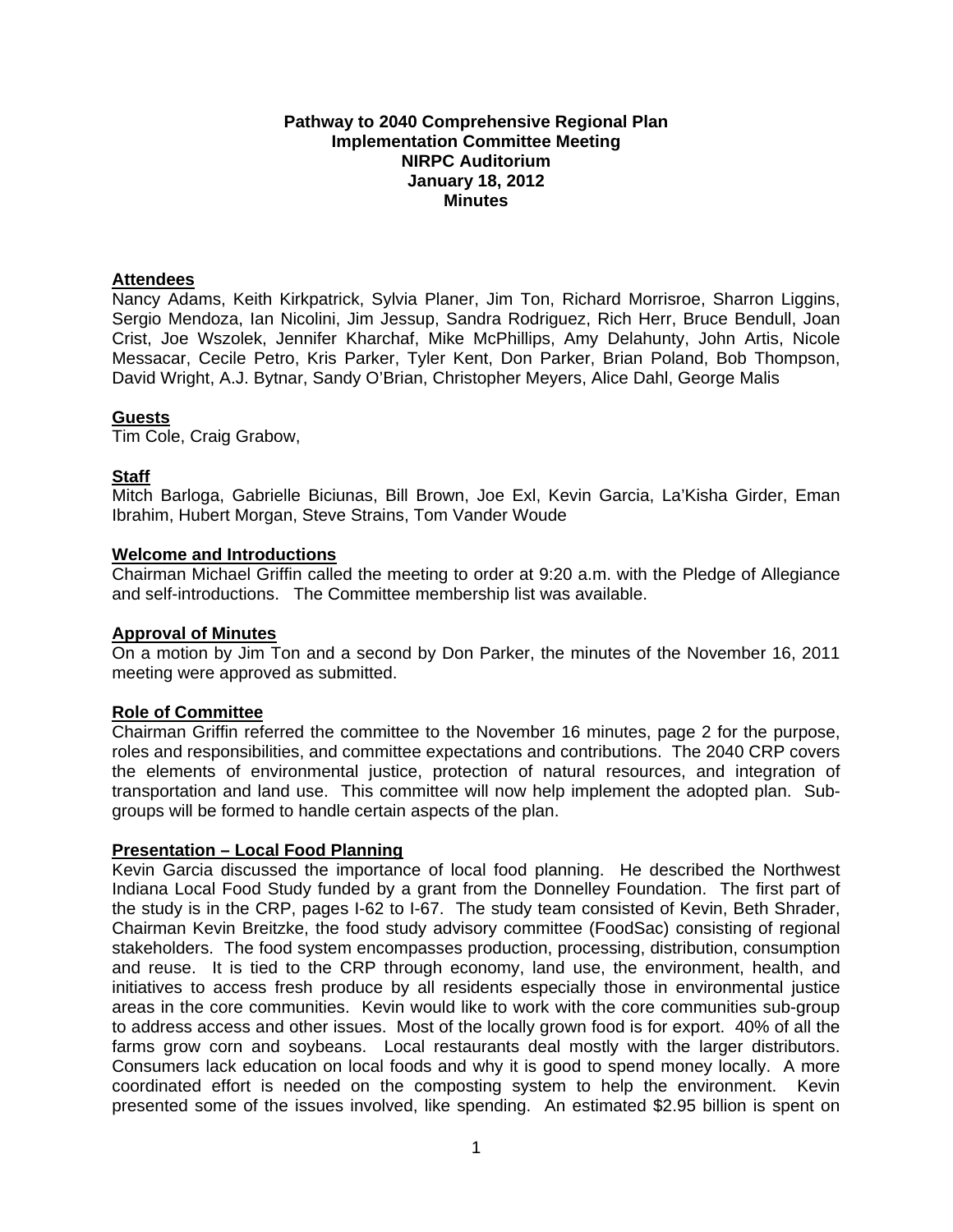**Pathway to 2040 Comprehensive Regional Plan**
**Implementation Committee Meeting**
**NIRPC Auditorium**
**January 18, 2012**
**Minutes**

## Attendees

Nancy Adams, Keith Kirkpatrick, Sylvia Planer, Jim Ton, Richard Morrisroe, Sharron Liggins, Sergio Mendoza, Ian Nicolini, Jim Jessup, Sandra Rodriguez, Rich Herr, Bruce Bendull, Joan Crist, Joe Wszolek, Jennifer Kharchaf, Mike McPhillips, Amy Delahunty, John Artis, Nicole Messacar, Cecile Petro, Kris Parker, Tyler Kent, Don Parker, Brian Poland, Bob Thompson, David Wright, A.J. Bytnar, Sandy O'Brian, Christopher Meyers, Alice Dahl, George Malis

## Guests

Tim Cole, Craig Grabow,

## Staff

Mitch Barloga, Gabrielle Biciunas, Bill Brown, Joe Exl, Kevin Garcia, La'Kisha Girder, Eman Ibrahim, Hubert Morgan, Steve Strains, Tom Vander Woude

## Welcome and Introductions

Chairman Michael Griffin called the meeting to order at 9:20 a.m. with the Pledge of Allegiance and self-introductions. The Committee membership list was available.

## Approval of Minutes

On a motion by Jim Ton and a second by Don Parker, the minutes of the November 16, 2011 meeting were approved as submitted.

## Role of Committee

Chairman Griffin referred the committee to the November 16 minutes, page 2 for the purpose, roles and responsibilities, and committee expectations and contributions. The 2040 CRP covers the elements of environmental justice, protection of natural resources, and integration of transportation and land use. This committee will now help implement the adopted plan. Sub-groups will be formed to handle certain aspects of the plan.

## Presentation – Local Food Planning

Kevin Garcia discussed the importance of local food planning. He described the Northwest Indiana Local Food Study funded by a grant from the Donnelley Foundation. The first part of the study is in the CRP, pages I-62 to I-67. The study team consisted of Kevin, Beth Shrader, Chairman Kevin Breitzke, the food study advisory committee (FoodSac) consisting of regional stakeholders. The food system encompasses production, processing, distribution, consumption and reuse. It is tied to the CRP through economy, land use, the environment, health, and initiatives to access fresh produce by all residents especially those in environmental justice areas in the core communities. Kevin would like to work with the core communities sub-group to address access and other issues. Most of the locally grown food is for export. 40% of all the farms grow corn and soybeans. Local restaurants deal mostly with the larger distributors. Consumers lack education on local foods and why it is good to spend money locally. A more coordinated effort is needed on the composting system to help the environment. Kevin presented some of the issues involved, like spending. An estimated $2.95 billion is spent on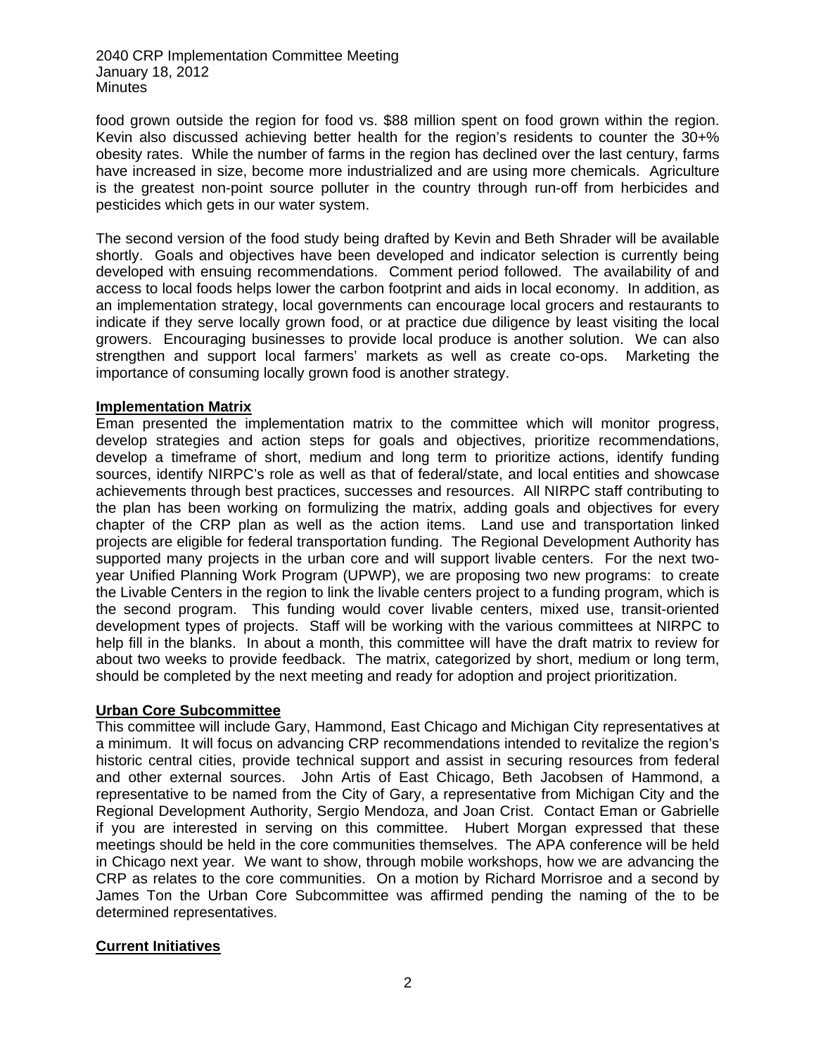food grown outside the region for food vs. $88 million spent on food grown within the region. Kevin also discussed achieving better health for the region's residents to counter the 30+% obesity rates. While the number of farms in the region has declined over the last century, farms have increased in size, become more industrialized and are using more chemicals. Agriculture is the greatest non-point source polluter in the country through run-off from herbicides and pesticides which gets in our water system.

The second version of the food study being drafted by Kevin and Beth Shrader will be available shortly. Goals and objectives have been developed and indicator selection is currently being developed with ensuing recommendations. Comment period followed. The availability of and access to local foods helps lower the carbon footprint and aids in local economy. In addition, as an implementation strategy, local governments can encourage local grocers and restaurants to indicate if they serve locally grown food, or at practice due diligence by least visiting the local growers. Encouraging businesses to provide local produce is another solution. We can also strengthen and support local farmers' markets as well as create co-ops. Marketing the importance of consuming locally grown food is another strategy.

**Implementation Matrix**

Eman presented the implementation matrix to the committee which will monitor progress, develop strategies and action steps for goals and objectives, prioritize recommendations, develop a timeframe of short, medium and long term to prioritize actions, identify funding sources, identify NIRPC's role as well as that of federal/state, and local entities and showcase achievements through best practices, successes and resources. All NIRPC staff contributing to the plan has been working on formulizing the matrix, adding goals and objectives for every chapter of the CRP plan as well as the action items. Land use and transportation linked projects are eligible for federal transportation funding. The Regional Development Authority has supported many projects in the urban core and will support livable centers. For the next two-year Unified Planning Work Program (UPWP), we are proposing two new programs: to create the Livable Centers in the region to link the livable centers project to a funding program, which is the second program. This funding would cover livable centers, mixed use, transit-oriented development types of projects. Staff will be working with the various committees at NIRPC to help fill in the blanks. In about a month, this committee will have the draft matrix to review for about two weeks to provide feedback. The matrix, categorized by short, medium or long term, should be completed by the next meeting and ready for adoption and project prioritization.

**Urban Core Subcommittee**

This committee will include Gary, Hammond, East Chicago and Michigan City representatives at a minimum. It will focus on advancing CRP recommendations intended to revitalize the region's historic central cities, provide technical support and assist in securing resources from federal and other external sources. John Artis of East Chicago, Beth Jacobsen of Hammond, a representative to be named from the City of Gary, a representative from Michigan City and the Regional Development Authority, Sergio Mendoza, and Joan Crist. Contact Eman or Gabrielle if you are interested in serving on this committee. Hubert Morgan expressed that these meetings should be held in the core communities themselves. The APA conference will be held in Chicago next year. We want to show, through mobile workshops, how we are advancing the CRP as relates to the core communities. On a motion by Richard Morrisroe and a second by James Ton the Urban Core Subcommittee was affirmed pending the naming of the to be determined representatives.

**Current Initiatives**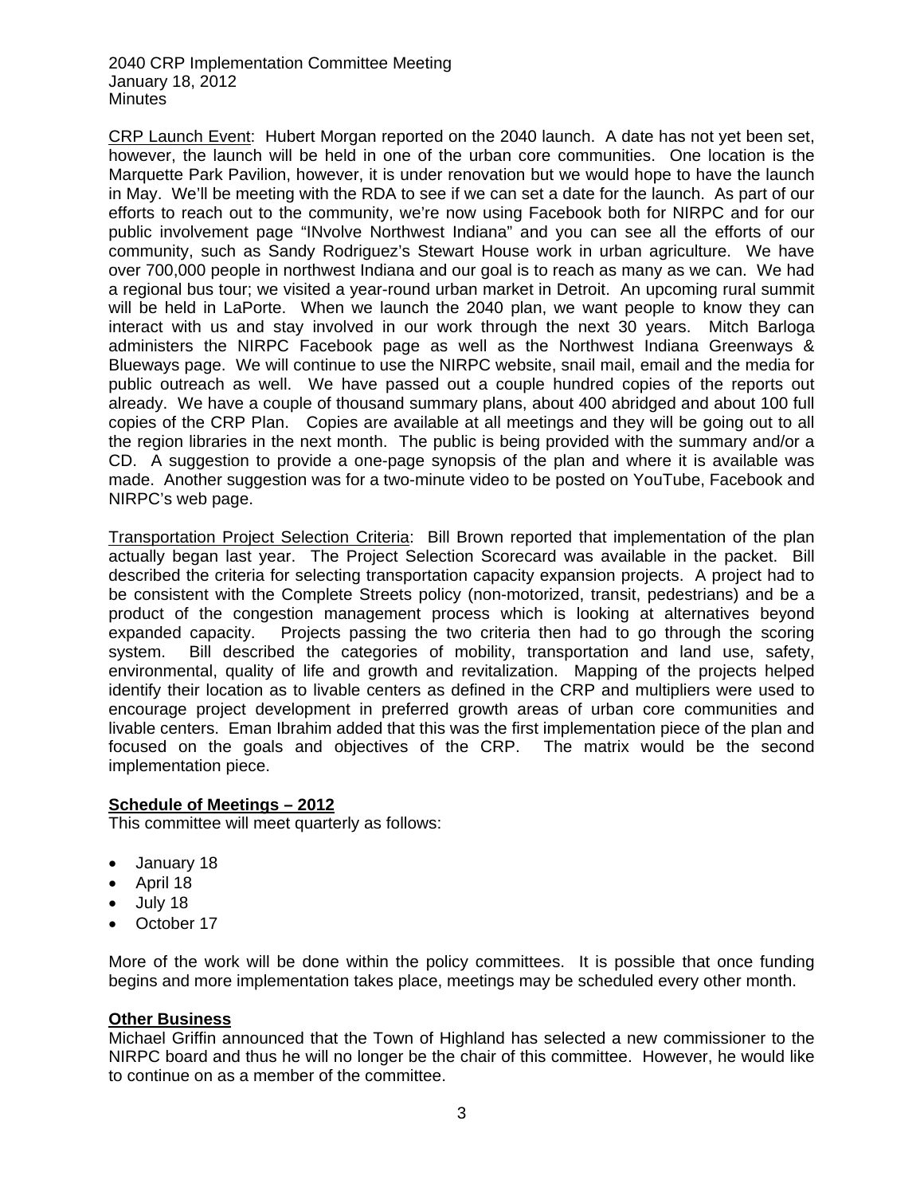CRP Launch Event: Hubert Morgan reported on the 2040 launch. A date has not yet been set, however, the launch will be held in one of the urban core communities. One location is the Marquette Park Pavilion, however, it is under renovation but we would hope to have the launch in May. We'll be meeting with the RDA to see if we can set a date for the launch. As part of our efforts to reach out to the community, we're now using Facebook both for NIRPC and for our public involvement page "INvolve Northwest Indiana" and you can see all the efforts of our community, such as Sandy Rodriguez's Stewart House work in urban agriculture. We have over 700,000 people in northwest Indiana and our goal is to reach as many as we can. We had a regional bus tour; we visited a year-round urban market in Detroit. An upcoming rural summit will be held in LaPorte. When we launch the 2040 plan, we want people to know they can interact with us and stay involved in our work through the next 30 years. Mitch Barloga administers the NIRPC Facebook page as well as the Northwest Indiana Greenways & Blueways page. We will continue to use the NIRPC website, snail mail, email and the media for public outreach as well. We have passed out a couple hundred copies of the reports out already. We have a couple of thousand summary plans, about 400 abridged and about 100 full copies of the CRP Plan. Copies are available at all meetings and they will be going out to all the region libraries in the next month. The public is being provided with the summary and/or a CD. A suggestion to provide a one-page synopsis of the plan and where it is available was made. Another suggestion was for a two-minute video to be posted on YouTube, Facebook and NIRPC's web page.

Transportation Project Selection Criteria: Bill Brown reported that implementation of the plan actually began last year. The Project Selection Scorecard was available in the packet. Bill described the criteria for selecting transportation capacity expansion projects. A project had to be consistent with the Complete Streets policy (non-motorized, transit, pedestrians) and be a product of the congestion management process which is looking at alternatives beyond expanded capacity. Projects passing the two criteria then had to go through the scoring system. Bill described the categories of mobility, transportation and land use, safety, environmental, quality of life and growth and revitalization. Mapping of the projects helped identify their location as to livable centers as defined in the CRP and multipliers were used to encourage project development in preferred growth areas of urban core communities and livable centers. Eman Ibrahim added that this was the first implementation piece of the plan and focused on the goals and objectives of the CRP. The matrix would be the second implementation piece.

**Schedule of Meetings – 2012**

This committee will meet quarterly as follows:

- January 18
- April 18
- July 18
- October 17

More of the work will be done within the policy committees. It is possible that once funding begins and more implementation takes place, meetings may be scheduled every other month.

**Other Business**

Michael Griffin announced that the Town of Highland has selected a new commissioner to the NIRPC board and thus he will no longer be the chair of this committee. However, he would like to continue on as a member of the committee.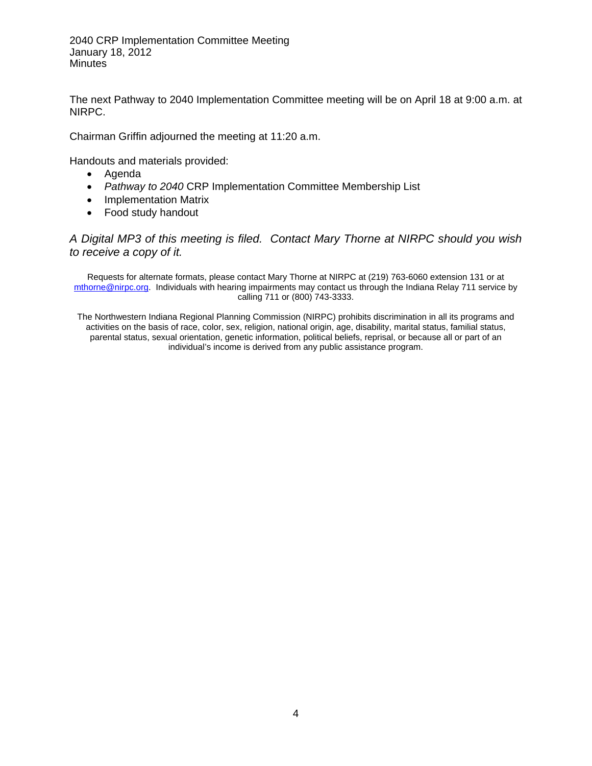The next Pathway to 2040 Implementation Committee meeting will be on April 18 at 9:00 a.m. at NIRPC.

Chairman Griffin adjourned the meeting at 11:20 a.m.

Handouts and materials provided:

- Agenda
- *Pathway to 2040* CRP Implementation Committee Membership List
- Implementation Matrix
- Food study handout

*A Digital MP3 of this meeting is filed. Contact Mary Thorne at NIRPC should you wish to receive a copy of it.*

Requests for alternate formats, please contact Mary Thorne at NIRPC at (219) 763-6060 extension 131 or at mthorne@nirpc.org. Individuals with hearing impairments may contact us through the Indiana Relay 711 service by calling 711 or (800) 743-3333.

The Northwestern Indiana Regional Planning Commission (NIRPC) prohibits discrimination in all its programs and activities on the basis of race, color, sex, religion, national origin, age, disability, marital status, familial status, parental status, sexual orientation, genetic information, political beliefs, reprisal, or because all or part of an individual's income is derived from any public assistance program.